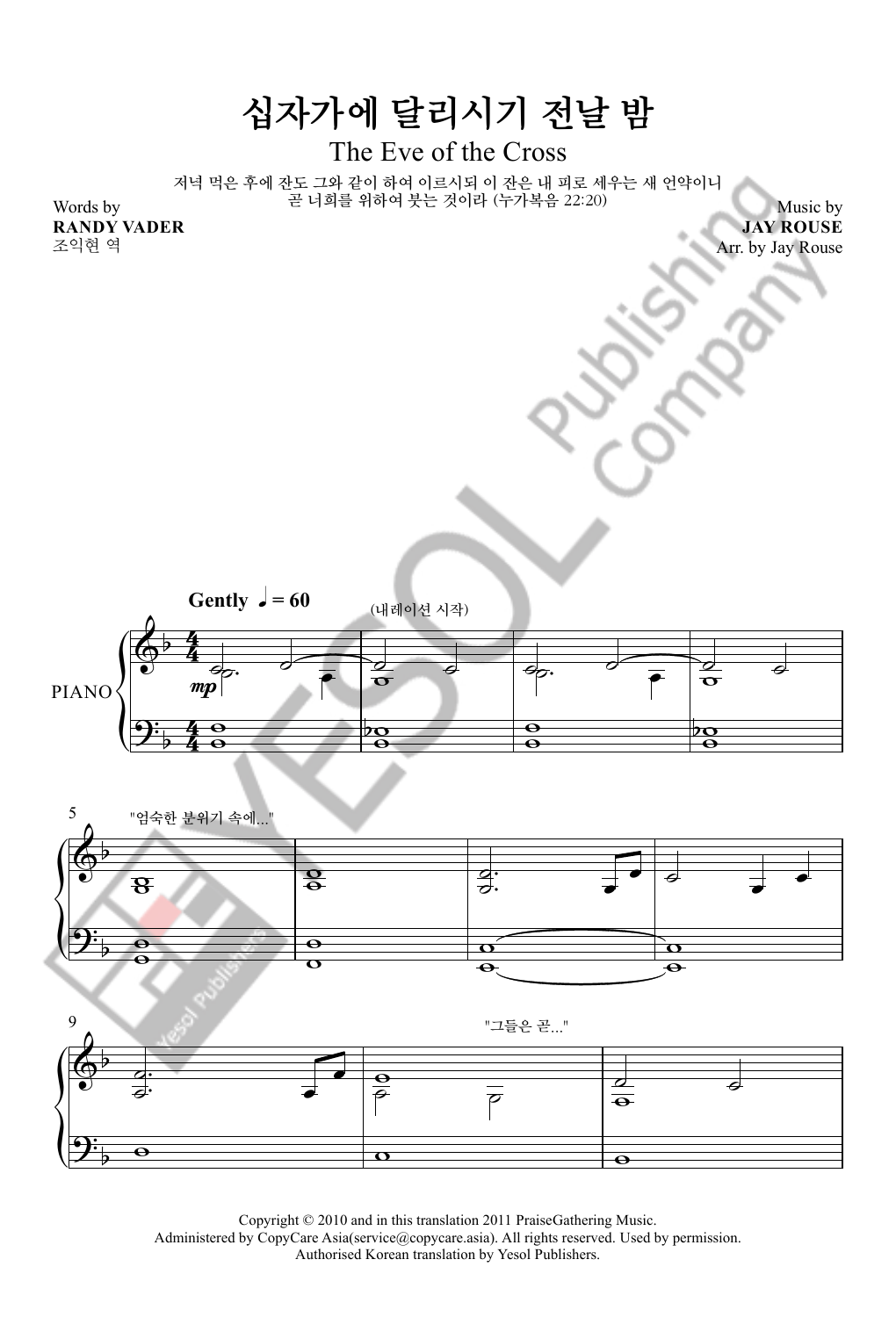# 십자가에 달리시기 전날 밤

## The Eve of the Cross

저녁 먹은 후에 잔도 그와 같이 하여 이르시되 이 잔은 내 피로 세우는 새 언약이니
곧 너희를 위하여 붓는 것이라 (누가복음 22:20)

Words by
**RANDY VADER**
조익현 역

Music by
**JAY ROUSE**
Arr. by Jay Rouse

**Gently** ♩ = 60

(내레이션 시작)

PIANO

"엄숙한 분위기 속에..."

"그들은 곧..."

Copyright © 2010 and in this translation 2011 PraiseGathering Music.
Administered by CopyCare Asia(service@copycare.asia). All rights reserved. Used by permission.
Authorised Korean translation by Yesol Publishers.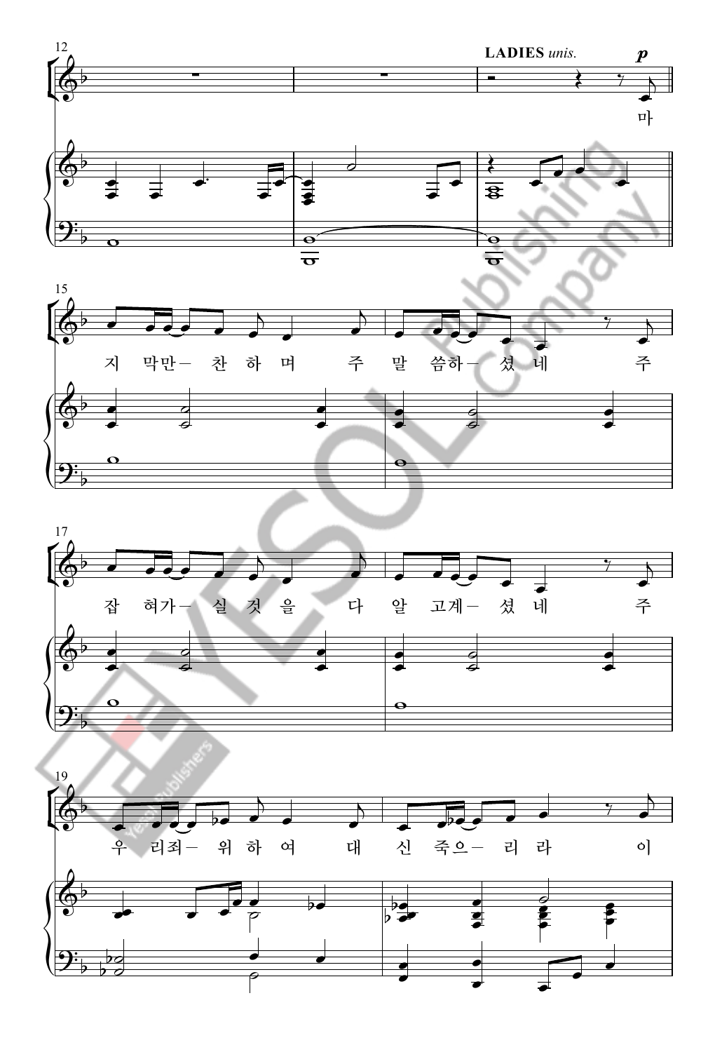12

**LADIES** *unis.*

***p***

마

15

지 막만— 찬 하 며 주 말 씀하— 셨 네 주

17

잡 혀가— 실 것 을 다 알 고계— 셨 네 주

19

우 리죄— 위 하 여 대 신 죽으— 리 라 이